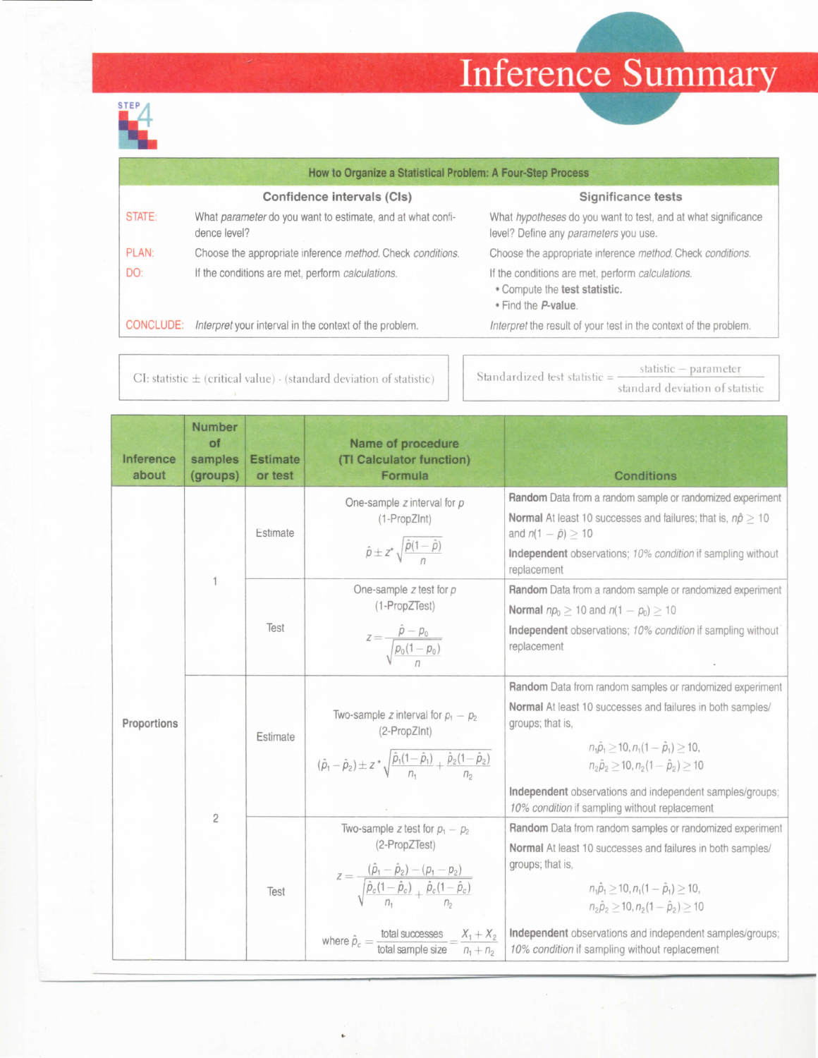# Inference Summary

STEP 4

| How to Organize a Statistical Problem: A Four-Step Process | | |
|---|---|---|
| | **Confidence intervals (CIs)** | **Significance tests** |
| STATE: | What *parameter* do you want to estimate, and at what confidence level? | What *hypotheses* do you want to test, and at what significance level? Define any *parameters* you use. |
| PLAN: | Choose the appropriate inference *method*. Check *conditions*. | Choose the appropriate inference *method*. Check *conditions*. |
| DO: | If the conditions are met, perform *calculations*. | If the conditions are met, perform *calculations*. • Compute the **test statistic**. • Find the ***P*-value**. |
| CONCLUDE: | *Interpret* your interval in the context of the problem. | *Interpret* the result of your test in the context of the problem. |

CI: statistic ± (critical value) · (standard deviation of statistic)

$$\text{Standardized test statistic} = \frac{\text{statistic} - \text{parameter}}{\text{standard deviation of statistic}}$$

| Inference about | Number of samples (groups) | Estimate or test | Name of procedure (TI Calculator function) Formula | Conditions |
|---|---|---|---|---|
| Proportions | 1 | Estimate | One-sample $z$ interval for $p$ (1-PropZInt) $\hat{p} \pm z^* \sqrt{\frac{\hat{p}(1-\hat{p})}{n}}$ | **Random** Data from a random sample or randomized experiment<br>**Normal** At least 10 successes and failures; that is, $n\hat{p} \geq 10$ and $n(1-\hat{p}) \geq 10$<br>**Independent** observations; *10% condition* if sampling without replacement |
| | | Test | One-sample $z$ test for $p$ (1-PropZTest) $z = \frac{\hat{p} - p_0}{\sqrt{\frac{p_0(1-p_0)}{n}}}$ | **Random** Data from a random sample or randomized experiment<br>**Normal** $np_0 \geq 10$ and $n(1-p_0) \geq 10$<br>**Independent** observations; *10% condition* if sampling without replacement |
| | 2 | Estimate | Two-sample $z$ interval for $p_1 - p_2$ (2-PropZInt) $(\hat{p}_1 - \hat{p}_2) \pm z^* \sqrt{\frac{\hat{p}_1(1-\hat{p}_1)}{n_1} + \frac{\hat{p}_2(1-\hat{p}_2)}{n_2}}$ | **Random** Data from random samples or randomized experiment<br>**Normal** At least 10 successes and failures in both samples/groups; that is, $n_1\hat{p}_1 \geq 10, n_1(1-\hat{p}_1) \geq 10,$ $n_2\hat{p}_2 \geq 10, n_2(1-\hat{p}_2) \geq 10$<br>**Independent** observations and independent samples/groups; *10% condition* if sampling without replacement |
| | | Test | Two-sample $z$ test for $p_1 - p_2$ (2-PropZTest) $z = \frac{(\hat{p}_1 - \hat{p}_2) - (p_1 - p_2)}{\sqrt{\frac{\hat{p}_c(1-\hat{p}_c)}{n_1} + \frac{\hat{p}_c(1-\hat{p}_c)}{n_2}}}$ where $\hat{p}_c = \frac{\text{total successes}}{\text{total sample size}} = \frac{X_1 + X_2}{n_1 + n_2}$ | **Random** Data from random samples or randomized experiment<br>**Normal** At least 10 successes and failures in both samples/groups; that is, $n_1\hat{p}_1 \geq 10, n_1(1-\hat{p}_1) \geq 10,$ $n_2\hat{p}_2 \geq 10, n_2(1-\hat{p}_2) \geq 10$<br>**Independent** observations and independent samples/groups; *10% condition* if sampling without replacement |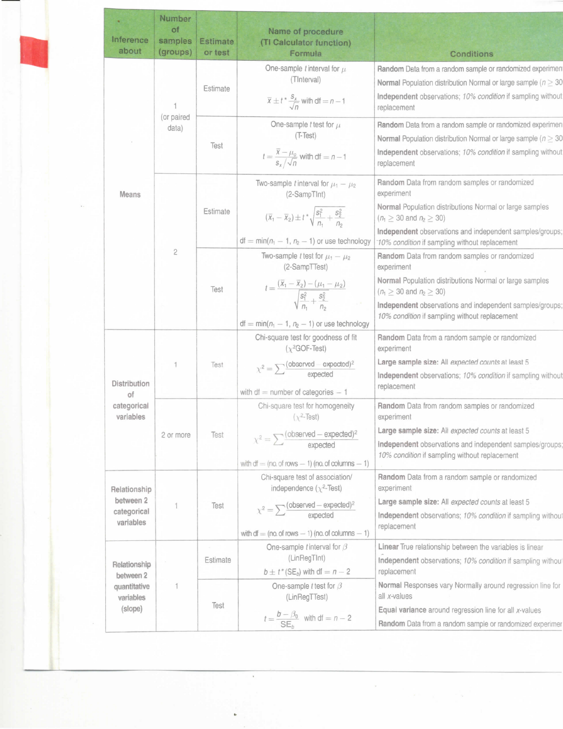| Inference about | Number of samples (groups) | Estimate or test | Name of procedure (TI Calculator function) Formula | Conditions |
|---|---|---|---|---|
| Means | 1 (or paired data) | Estimate | One-sample $t$ interval for $\mu$ (TInterval) $\bar{x} \pm t^* \frac{s_x}{\sqrt{n}}$ with df $= n-1$ | **Random** Data from a random sample or randomized experimen **Normal** Population distribution Normal or large sample ($n \geq 30$ **Independent** observations; *10% condition* if sampling without replacement |
| | | Test | One-sample $t$ test for $\mu$ (T-Test) $t = \frac{\bar{x} - \mu_0}{s_x / \sqrt{n}}$ with df $= n-1$ | **Random** Data from a random sample or randomized experimen **Normal** Population distribution Normal or large sample ($n \geq 30$ **Independent** observations; *10% condition* if sampling without replacement |
| | 2 | Estimate | Two-sample $t$ interval for $\mu_1 - \mu_2$ (2-SampTInt) $(\bar{x}_1 - \bar{x}_2) \pm t^* \sqrt{\frac{s_1^2}{n_1} + \frac{s_2^2}{n_2}}$ df $= \min(n_1 - 1, n_2 - 1)$ or use technology | **Random** Data from random samples or randomized experiment **Normal** Population distributions Normal or large samples ($n_1 \geq 30$ and $n_2 \geq 30$) **Independent** observations and independent samples/groups; *10% condition* if sampling without replacement |
| | | Test | Two-sample $t$ test for $\mu_1 - \mu_2$ (2-SampTTest) $t = \frac{(\bar{x}_1 - \bar{x}_2) - (\mu_1 - \mu_2)}{\sqrt{\frac{s_1^2}{n_1} + \frac{s_2^2}{n_2}}}$ df $= \min(n_1 - 1, n_2 - 1)$ or use technology | **Random** Data from random samples or randomized experiment **Normal** Population distributions Normal or large samples ($n_1 \geq 30$ and $n_2 \geq 30$) **Independent** observations and independent samples/groups; *10% condition* if sampling without replacement |
| Distribution of categorical variables | 1 | Test | Chi-square test for goodness of fit ($\chi^2$GOF-Test) $\chi^2 = \sum \frac{(\text{observed} - \text{expected})^2}{\text{expected}}$ with df = number of categories − 1 | **Random** Data from a random sample or randomized experiment **Large sample size:** All *expected counts* at least 5 **Independent** observations; *10% condition* if sampling without replacement |
| | 2 or more | Test | Chi-square test for homogeneity ($\chi^2$-Test) $\chi^2 = \sum \frac{(\text{observed} - \text{expected})^2}{\text{expected}}$ with df = (no. of rows − 1) (no. of columns − 1) | **Random** Data from random samples or randomized experiment **Large sample size:** All *expected counts* at least 5 **Independent** observations and independent samples/groups; *10% condition* if sampling without replacement |
| Relationship between 2 categorical variables | 1 | Test | Chi-square test of association/independence ($\chi^2$-Test) $\chi^2 = \sum \frac{(\text{observed} - \text{expected})^2}{\text{expected}}$ with df = (no. of rows − 1) (no. of columns − 1) | **Random** Data from a random sample or randomized experiment **Large sample size:** All *expected counts* at least 5 **Independent** observations; *10% condition* if sampling without replacement |
| Relationship between 2 quantitative variables (slope) | 1 | Estimate | One-sample $t$ interval for $\beta$ (LinRegTInt) $b \pm t^* (\text{SE}_b)$ with df $= n-2$ | **Linear** True relationship between the variables is linear **Independent** observations; *10% condition* if sampling withou replacement **Normal** Responses vary Normally around regression line for all $x$-values **Equal variance** around regression line for all $x$-values **Random** Data from a random sample or randomized experimen |
| | | Test | One-sample $t$ test for $\beta$ (LinRegTTest) $t = \frac{b - \beta_0}{\text{SE}_b}$ with df $= n-2$ | |